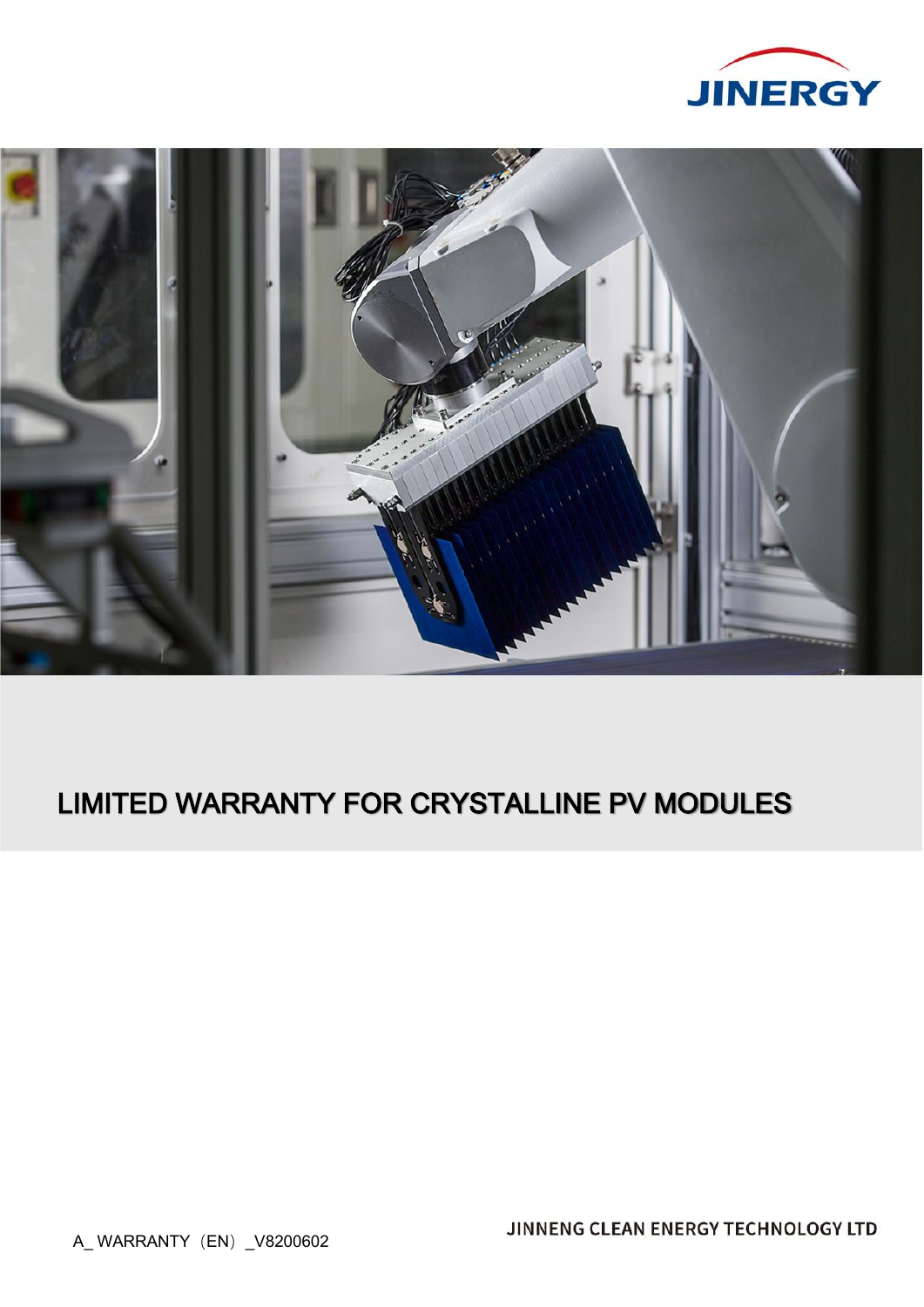JINERGY

# LIMITED WARRANTY FOR CRYSTALLINE PV MODULES

A_ WARRANTY（EN）_V8200602

JINNENG CLEAN ENERGY TECHNOLOGY LTD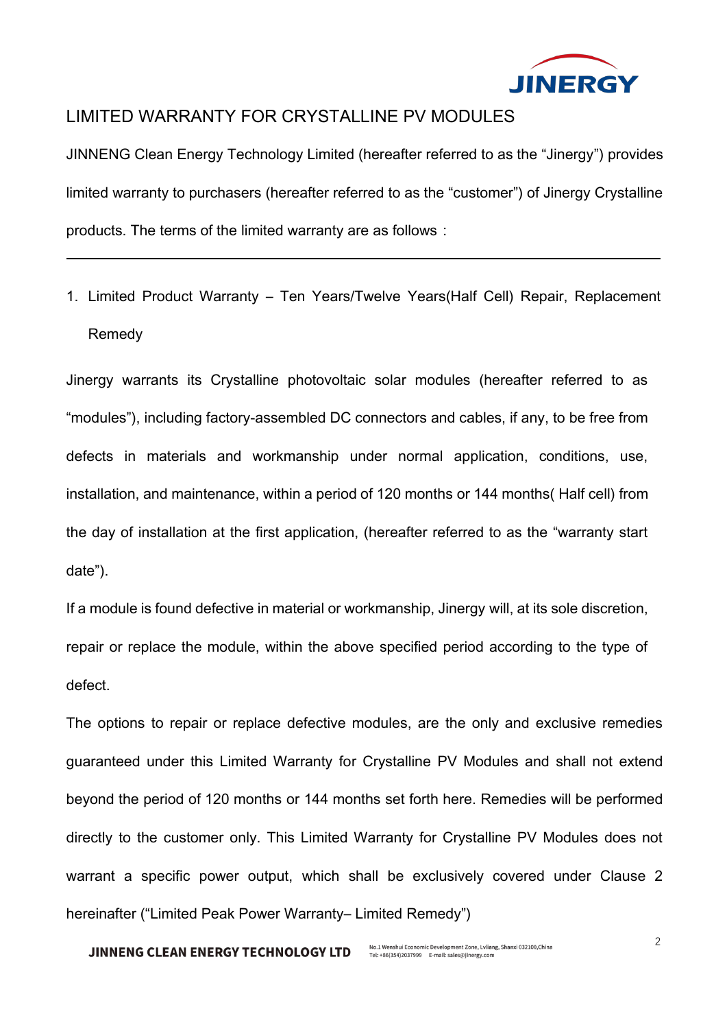# LIMITED WARRANTY FOR CRYSTALLINE PV MODULES

JINNENG Clean Energy Technology Limited (hereafter referred to as the "Jinergy") provides limited warranty to purchasers (hereafter referred to as the "customer") of Jinergy Crystalline products. The terms of the limited warranty are as follows：

---

1. Limited Product Warranty – Ten Years/Twelve Years(Half Cell) Repair, Replacement Remedy

Jinergy warrants its Crystalline photovoltaic solar modules (hereafter referred to as "modules"), including factory-assembled DC connectors and cables, if any, to be free from defects in materials and workmanship under normal application, conditions, use, installation, and maintenance, within a period of 120 months or 144 months( Half cell) from the day of installation at the first application, (hereafter referred to as the "warranty start date").

If a module is found defective in material or workmanship, Jinergy will, at its sole discretion, repair or replace the module, within the above specified period according to the type of defect.

The options to repair or replace defective modules, are the only and exclusive remedies guaranteed under this Limited Warranty for Crystalline PV Modules and shall not extend beyond the period of 120 months or 144 months set forth here. Remedies will be performed directly to the customer only. This Limited Warranty for Crystalline PV Modules does not warrant a specific power output, which shall be exclusively covered under Clause 2 hereinafter ("Limited Peak Power Warranty– Limited Remedy")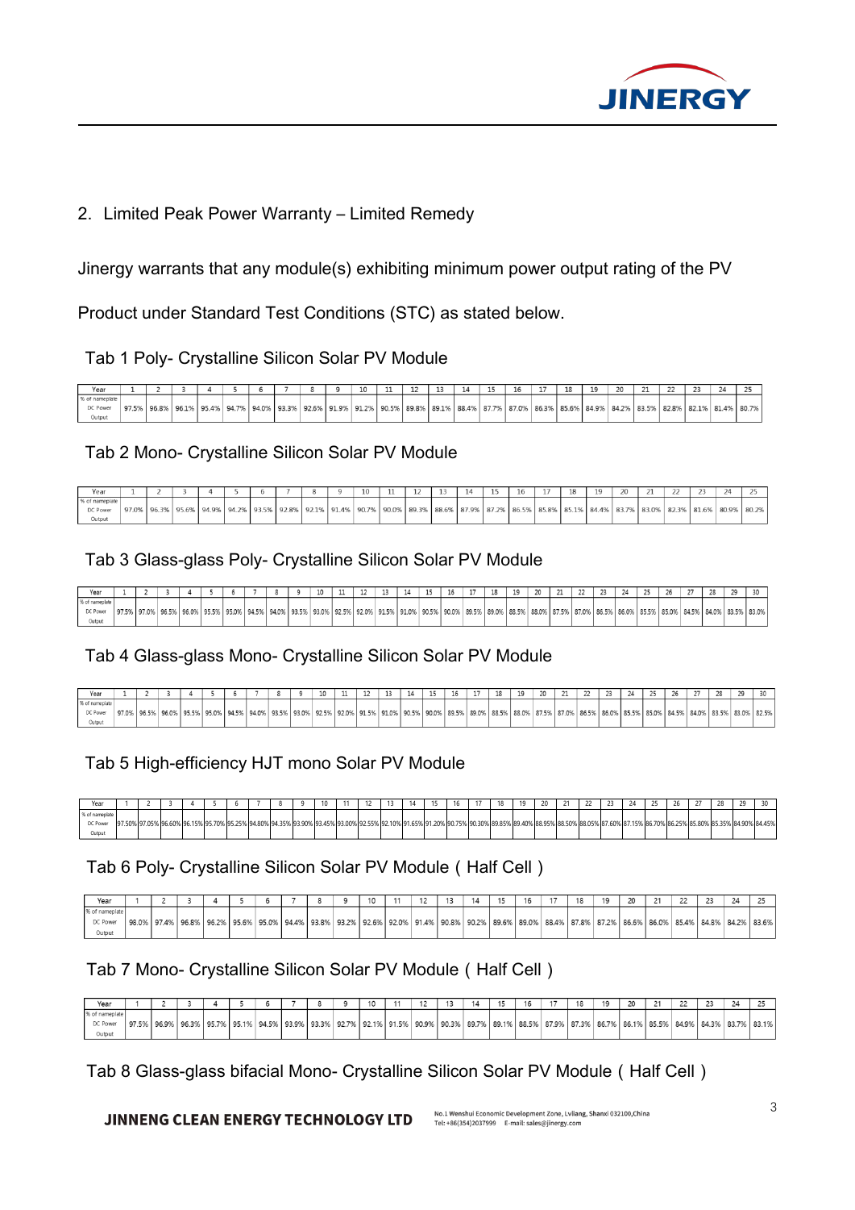## 2. Limited Peak Power Warranty – Limited Remedy

Jinergy warrants that any module(s) exhibiting minimum power output rating of the PV Product under Standard Test Conditions (STC) as stated below.

Tab 1 Poly- Crystalline Silicon Solar PV Module

| Year | 1 | 2 | 3 | 4 | 5 | 6 | 7 | 8 | 9 | 10 | 11 | 12 | 13 | 14 | 15 | 16 | 17 | 18 | 19 | 20 | 21 | 22 | 23 | 24 | 25 |
|---|---|---|---|---|---|---|---|---|---|---|---|---|---|---|---|---|---|---|---|---|---|---|---|---|---|
| % of nameplate DC Power Output | 97.5% | 96.8% | 96.1% | 95.4% | 94.7% | 94.0% | 93.3% | 92.6% | 91.9% | 91.2% | 90.5% | 89.8% | 89.1% | 88.4% | 87.7% | 87.0% | 86.3% | 85.6% | 84.9% | 84.2% | 83.5% | 82.8% | 82.1% | 81.4% | 80.7% |

Tab 2 Mono- Crystalline Silicon Solar PV Module

| Year | 1 | 2 | 3 | 4 | 5 | 6 | 7 | 8 | 9 | 10 | 11 | 12 | 13 | 14 | 15 | 16 | 17 | 18 | 19 | 20 | 21 | 22 | 23 | 24 | 25 |
|---|---|---|---|---|---|---|---|---|---|---|---|---|---|---|---|---|---|---|---|---|---|---|---|---|---|
| % of nameplate DC Power Output | 97.0% | 96.3% | 95.6% | 94.9% | 94.2% | 93.5% | 92.8% | 92.1% | 91.4% | 90.7% | 90.0% | 89.3% | 88.6% | 87.9% | 87.2% | 86.5% | 85.8% | 85.1% | 84.4% | 83.7% | 83.0% | 82.3% | 81.6% | 80.9% | 80.2% |

Tab 3 Glass-glass Poly- Crystalline Silicon Solar PV Module

| Year | 1 | 2 | 3 | 4 | 5 | 6 | 7 | 8 | 9 | 10 | 11 | 12 | 13 | 14 | 15 | 16 | 17 | 18 | 19 | 20 | 21 | 22 | 23 | 24 | 25 | 26 | 27 | 28 | 29 | 30 |
|---|---|---|---|---|---|---|---|---|---|---|---|---|---|---|---|---|---|---|---|---|---|---|---|---|---|---|---|---|---|---|
| % of nameplate DC Power Output | 97.5% | 97.0% | 96.5% | 96.0% | 95.5% | 95.0% | 94.5% | 94.0% | 93.5% | 93.0% | 92.5% | 92.0% | 91.5% | 91.0% | 90.5% | 90.0% | 89.5% | 89.0% | 88.5% | 88.0% | 87.5% | 87.0% | 86.5% | 86.0% | 85.5% | 85.0% | 84.5% | 84.0% | 83.5% | 83.0% |

Tab 4 Glass-glass Mono- Crystalline Silicon Solar PV Module

| Year | 1 | 2 | 3 | 4 | 5 | 6 | 7 | 8 | 9 | 10 | 11 | 12 | 13 | 14 | 15 | 16 | 17 | 18 | 19 | 20 | 21 | 22 | 23 | 24 | 25 | 26 | 27 | 28 | 29 | 30 |
|---|---|---|---|---|---|---|---|---|---|---|---|---|---|---|---|---|---|---|---|---|---|---|---|---|---|---|---|---|---|---|
| % of nameplate DC Power Output | 97.0% | 96.5% | 96.0% | 95.5% | 95.0% | 94.5% | 94.0% | 93.5% | 93.0% | 92.5% | 92.0% | 91.5% | 91.0% | 90.5% | 90.0% | 89.5% | 89.0% | 88.5% | 88.0% | 87.5% | 87.0% | 86.5% | 86.0% | 85.5% | 85.0% | 84.5% | 84.0% | 83.5% | 83.0% | 82.5% |

Tab 5 High-efficiency HJT mono Solar PV Module

| Year | 1 | 2 | 3 | 4 | 5 | 6 | 7 | 8 | 9 | 10 | 11 | 12 | 13 | 14 | 15 | 16 | 17 | 18 | 19 | 20 | 21 | 22 | 23 | 24 | 25 | 26 | 27 | 28 | 29 | 30 |
|---|---|---|---|---|---|---|---|---|---|---|---|---|---|---|---|---|---|---|---|---|---|---|---|---|---|---|---|---|---|---|
| % of nameplate DC Power Output | 97.50% | 97.05% | 96.60% | 96.15% | 95.70% | 95.25% | 94.80% | 94.35% | 93.90% | 93.45% | 93.00% | 92.55% | 92.10% | 91.65% | 91.20% | 90.75% | 90.30% | 89.85% | 89.40% | 88.95% | 88.50% | 88.05% | 87.60% | 87.15% | 86.70% | 86.25% | 85.80% | 85.35% | 84.90% | 84.45% |

Tab 6 Poly- Crystalline Silicon Solar PV Module（Half Cell）

| Year | 1 | 2 | 3 | 4 | 5 | 6 | 7 | 8 | 9 | 10 | 11 | 12 | 13 | 14 | 15 | 16 | 17 | 18 | 19 | 20 | 21 | 22 | 23 | 24 | 25 |
|---|---|---|---|---|---|---|---|---|---|---|---|---|---|---|---|---|---|---|---|---|---|---|---|---|---|
| % of nameplate DC Power Output | 98.0% | 97.4% | 96.8% | 96.2% | 95.6% | 95.0% | 94.4% | 93.8% | 93.2% | 92.6% | 92.0% | 91.4% | 90.8% | 90.2% | 89.6% | 89.0% | 88.4% | 87.8% | 87.2% | 86.6% | 86.0% | 85.4% | 84.8% | 84.2% | 83.6% |

Tab 7 Mono- Crystalline Silicon Solar PV Module（Half Cell）

| Year | 1 | 2 | 3 | 4 | 5 | 6 | 7 | 8 | 9 | 10 | 11 | 12 | 13 | 14 | 15 | 16 | 17 | 18 | 19 | 20 | 21 | 22 | 23 | 24 | 25 |
|---|---|---|---|---|---|---|---|---|---|---|---|---|---|---|---|---|---|---|---|---|---|---|---|---|---|
| % of nameplate DC Power Output | 97.5% | 96.9% | 96.3% | 95.7% | 95.1% | 94.5% | 93.9% | 93.3% | 92.7% | 92.1% | 91.5% | 90.9% | 90.3% | 89.7% | 89.1% | 88.5% | 87.9% | 87.3% | 86.7% | 86.1% | 85.5% | 84.9% | 84.3% | 83.7% | 83.1% |

Tab 8 Glass-glass bifacial Mono- Crystalline Silicon Solar PV Module（Half Cell）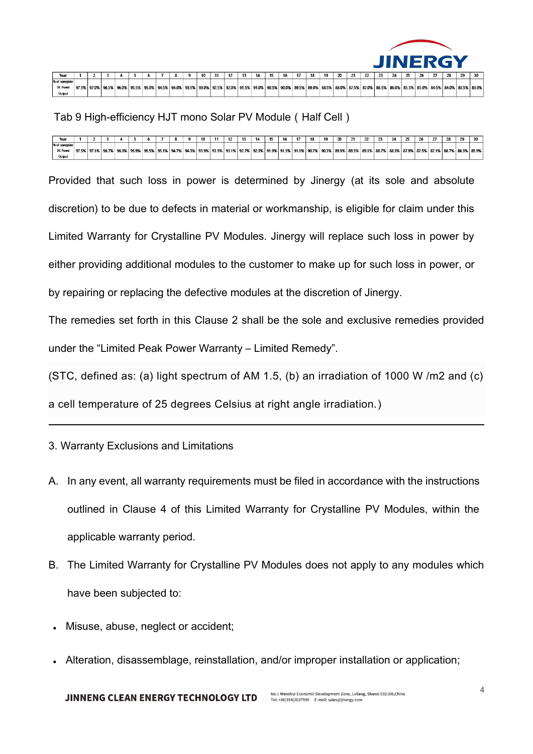| Year | 1 | 2 | 3 | 4 | 5 | 6 | 7 | 8 | 9 | 10 | 11 | 12 | 13 | 14 | 15 | 16 | 17 | 18 | 19 | 20 | 21 | 22 | 23 | 24 | 25 | 26 | 27 | 28 | 29 | 30 |
|---|---|---|---|---|---|---|---|---|---|---|---|---|---|---|---|---|---|---|---|---|---|---|---|---|---|---|---|---|---|---|
| % of nameplate DC Power Output | 97.5% | 97.0% | 96.5% | 96.0% | 95.5% | 95.0% | 94.5% | 94.0% | 93.5% | 93.0% | 92.5% | 92.0% | 91.5% | 91.0% | 90.5% | 90.0% | 89.5% | 89.0% | 88.5% | 88.0% | 87.5% | 87.0% | 86.5% | 86.0% | 85.5% | 85.0% | 84.5% | 84.0% | 83.5% | 83.0% |

Tab 9 High-efficiency HJT mono Solar PV Module ( Half Cell )

| Year | 1 | 2 | 3 | 4 | 5 | 6 | 7 | 8 | 9 | 10 | 11 | 12 | 13 | 14 | 15 | 16 | 17 | 18 | 19 | 20 | 21 | 22 | 23 | 24 | 25 | 26 | 27 | 28 | 29 | 30 |
|---|---|---|---|---|---|---|---|---|---|---|---|---|---|---|---|---|---|---|---|---|---|---|---|---|---|---|---|---|---|---|
| % of nameplate DC Power Output | 97.5% | 97.1% | 96.7% | 96.3% | 95.9% | 95.5% | 95.1% | 94.7% | 94.3% | 93.9% | 93.5% | 93.1% | 92.7% | 92.3% | 91.9% | 91.5% | 91.1% | 90.7% | 90.3% | 89.9% | 89.5% | 89.1% | 88.7% | 88.3% | 87.9% | 87.5% | 87.1% | 86.7% | 86.3% | 85.9% |

Provided that such loss in power is determined by Jinergy (at its sole and absolute discretion) to be due to defects in material or workmanship, is eligible for claim under this Limited Warranty for Crystalline PV Modules. Jinergy will replace such loss in power by either providing additional modules to the customer to make up for such loss in power, or by repairing or replacing the defective modules at the discretion of Jinergy.

The remedies set forth in this Clause 2 shall be the sole and exclusive remedies provided under the "Limited Peak Power Warranty – Limited Remedy".

(STC, defined as: (a) light spectrum of AM 1.5, (b) an irradiation of 1000 W /m2 and (c) a cell temperature of 25 degrees Celsius at right angle irradiation.)

---

3. Warranty Exclusions and Limitations

A. In any event, all warranty requirements must be filed in accordance with the instructions outlined in Clause 4 of this Limited Warranty for Crystalline PV Modules, within the applicable warranty period.

B. The Limited Warranty for Crystalline PV Modules does not apply to any modules which have been subjected to:

- Misuse, abuse, neglect or accident;
- Alteration, disassemblage, reinstallation, and/or improper installation or application;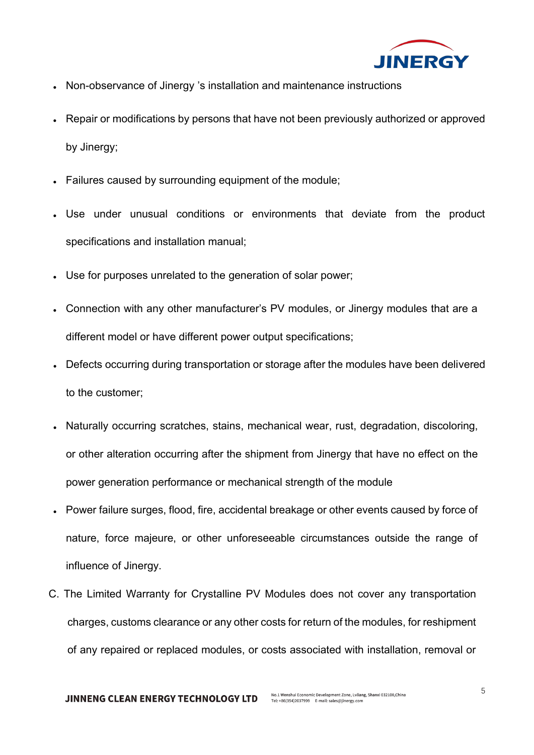- Non-observance of Jinergy 's installation and maintenance instructions
- Repair or modifications by persons that have not been previously authorized or approved by Jinergy;
- Failures caused by surrounding equipment of the module;
- Use under unusual conditions or environments that deviate from the product specifications and installation manual;
- Use for purposes unrelated to the generation of solar power;
- Connection with any other manufacturer's PV modules, or Jinergy modules that are a different model or have different power output specifications;
- Defects occurring during transportation or storage after the modules have been delivered to the customer;
- Naturally occurring scratches, stains, mechanical wear, rust, degradation, discoloring, or other alteration occurring after the shipment from Jinergy that have no effect on the power generation performance or mechanical strength of the module
- Power failure surges, flood, fire, accidental breakage or other events caused by force of nature, force majeure, or other unforeseeable circumstances outside the range of influence of Jinergy.

C. The Limited Warranty for Crystalline PV Modules does not cover any transportation charges, customs clearance or any other costs for return of the modules, for reshipment of any repaired or replaced modules, or costs associated with installation, removal or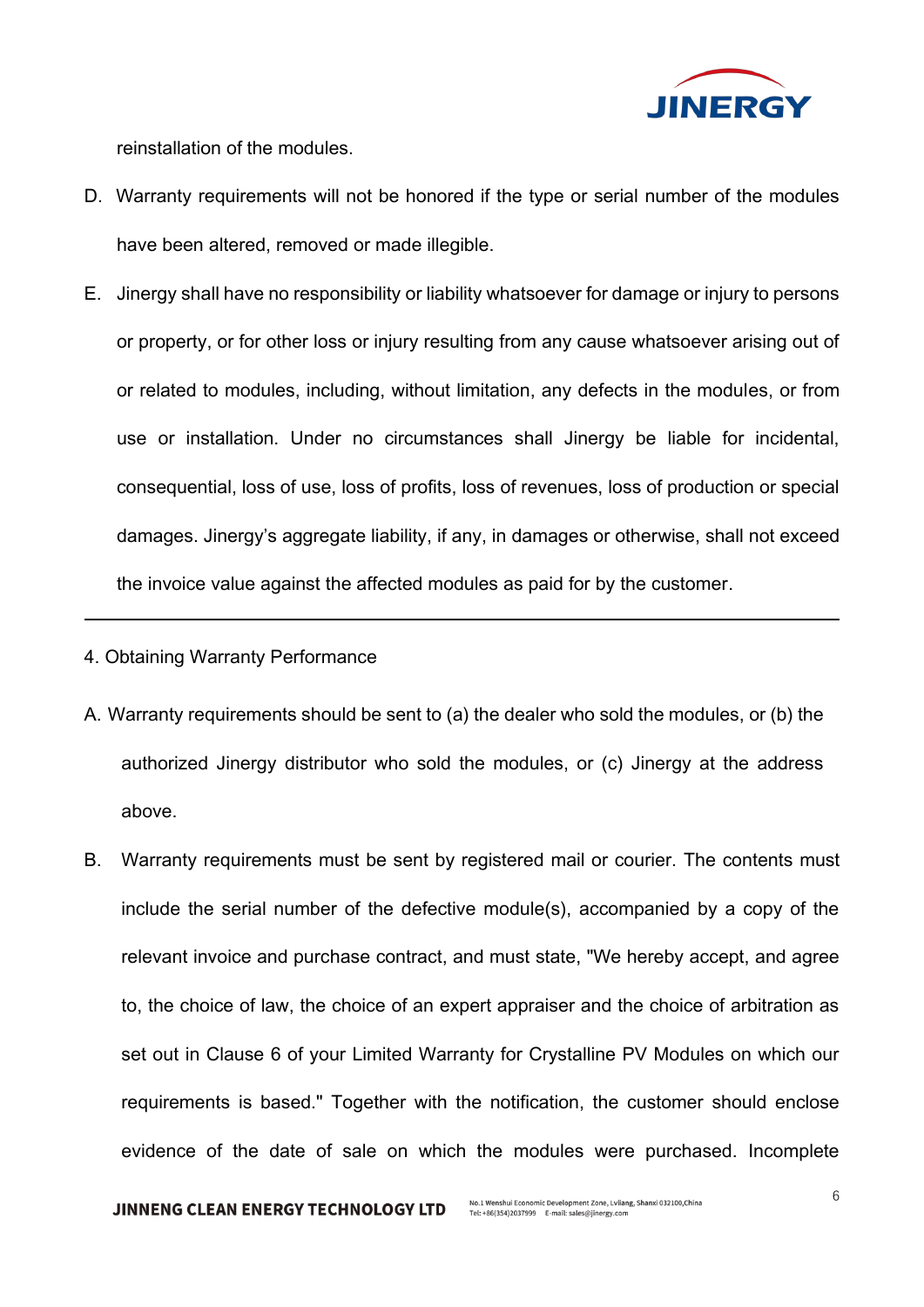reinstallation of the modules.

D. Warranty requirements will not be honored if the type or serial number of the modules have been altered, removed or made illegible.

E. Jinergy shall have no responsibility or liability whatsoever for damage or injury to persons or property, or for other loss or injury resulting from any cause whatsoever arising out of or related to modules, including, without limitation, any defects in the modules, or from use or installation. Under no circumstances shall Jinergy be liable for incidental, consequential, loss of use, loss of profits, loss of revenues, loss of production or special damages. Jinergy's aggregate liability, if any, in damages or otherwise, shall not exceed the invoice value against the affected modules as paid for by the customer.

---

## 4. Obtaining Warranty Performance

A. Warranty requirements should be sent to (a) the dealer who sold the modules, or (b) the authorized Jinergy distributor who sold the modules, or (c) Jinergy at the address above.

B. Warranty requirements must be sent by registered mail or courier. The contents must include the serial number of the defective module(s), accompanied by a copy of the relevant invoice and purchase contract, and must state, "We hereby accept, and agree to, the choice of law, the choice of an expert appraiser and the choice of arbitration as set out in Clause 6 of your Limited Warranty for Crystalline PV Modules on which our requirements is based." Together with the notification, the customer should enclose evidence of the date of sale on which the modules were purchased. Incomplete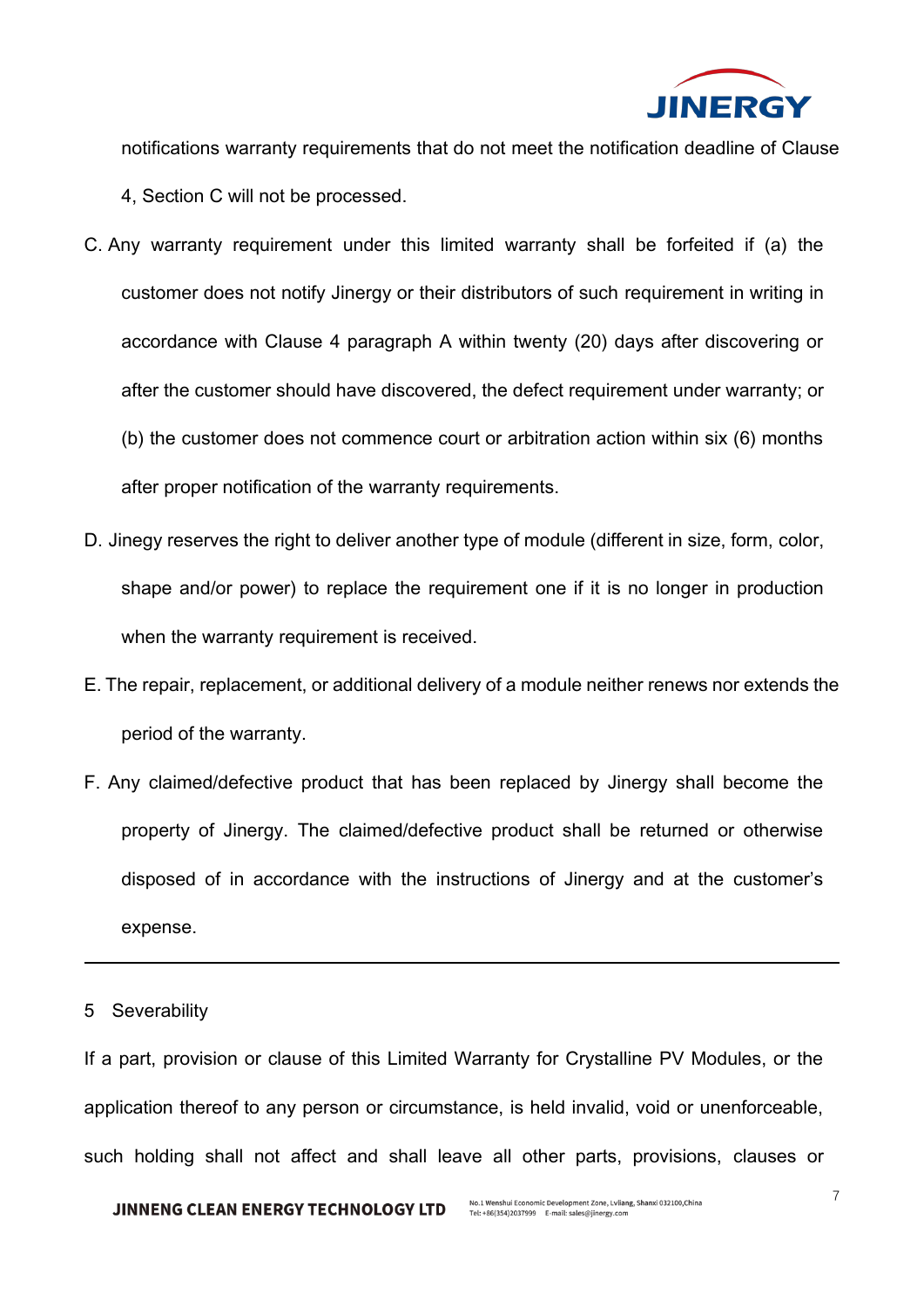notifications warranty requirements that do not meet the notification deadline of Clause 4, Section C will not be processed.

C. Any warranty requirement under this limited warranty shall be forfeited if (a) the customer does not notify Jinergy or their distributors of such requirement in writing in accordance with Clause 4 paragraph A within twenty (20) days after discovering or after the customer should have discovered, the defect requirement under warranty; or (b) the customer does not commence court or arbitration action within six (6) months after proper notification of the warranty requirements.

D. Jinegy reserves the right to deliver another type of module (different in size, form, color, shape and/or power) to replace the requirement one if it is no longer in production when the warranty requirement is received.

E. The repair, replacement, or additional delivery of a module neither renews nor extends the period of the warranty.

F. Any claimed/defective product that has been replaced by Jinergy shall become the property of Jinergy. The claimed/defective product shall be returned or otherwise disposed of in accordance with the instructions of Jinergy and at the customer's expense.

---

## 5 Severability

If a part, provision or clause of this Limited Warranty for Crystalline PV Modules, or the application thereof to any person or circumstance, is held invalid, void or unenforceable, such holding shall not affect and shall leave all other parts, provisions, clauses or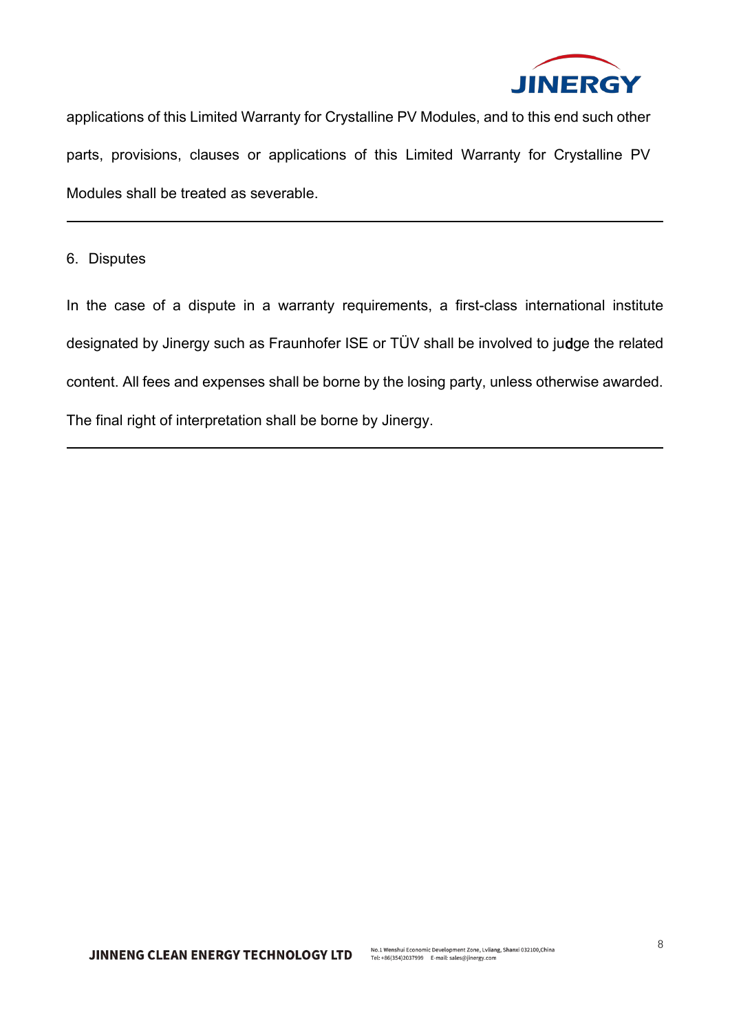applications of this Limited Warranty for Crystalline PV Modules, and to this end such other parts, provisions, clauses or applications of this Limited Warranty for Crystalline PV Modules shall be treated as severable.

---

## 6. Disputes

In the case of a dispute in a warranty requirements, a first-class international institute designated by Jinergy such as Fraunhofer ISE or TÜV shall be involved to judge the related content. All fees and expenses shall be borne by the losing party, unless otherwise awarded. The final right of interpretation shall be borne by Jinergy.

---